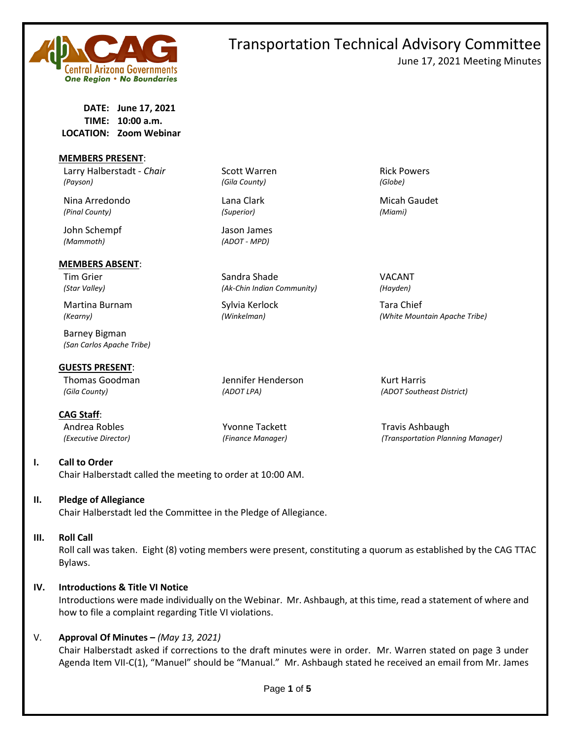# Transportation Technical Advisory Committee

June 17, 2021 Meeting Minutes

**DATE:** June 17, 2021
**TIME:** 10:00 a.m.
**LOCATION:** Zoom Webinar

**MEMBERS PRESENT:**

| | | |
|---|---|---|
| Larry Halberstadt - *Chair* *(Payson)* | Scott Warren *(Gila County)* | Rick Powers *(Globe)* |
| Nina Arredondo *(Pinal County)* | Lana Clark *(Superior)* | Micah Gaudet *(Miami)* |
| John Schempf *(Mammoth)* | Jason James *(ADOT - MPD)* | |

**MEMBERS ABSENT:**

| | | |
|---|---|---|
| Tim Grier *(Star Valley)* | Sandra Shade *(Ak-Chin Indian Community)* | VACANT *(Hayden)* |
| Martina Burnam *(Kearny)* | Sylvia Kerlock *(Winkelman)* | Tara Chief *(White Mountain Apache Tribe)* |
| Barney Bigman *(San Carlos Apache Tribe)* | | |

**GUESTS PRESENT:**

| | | |
|---|---|---|
| Thomas Goodman *(Gila County)* | Jennifer Henderson *(ADOT LPA)* | Kurt Harris *(ADOT Southeast District)* |

**CAG Staff:**

| | | |
|---|---|---|
| Andrea Robles *(Executive Director)* | Yvonne Tackett *(Finance Manager)* | Travis Ashbaugh *(Transportation Planning Manager)* |

**I. Call to Order**

Chair Halberstadt called the meeting to order at 10:00 AM.

**II. Pledge of Allegiance**

Chair Halberstadt led the Committee in the Pledge of Allegiance.

**III. Roll Call**

Roll call was taken. Eight (8) voting members were present, constituting a quorum as established by the CAG TTAC Bylaws.

**IV. Introductions & Title VI Notice**

Introductions were made individually on the Webinar. Mr. Ashbaugh, at this time, read a statement of where and how to file a complaint regarding Title VI violations.

V. **Approval Of Minutes –** *(May 13, 2021)*

Chair Halberstadt asked if corrections to the draft minutes were in order. Mr. Warren stated on page 3 under Agenda Item VII-C(1), "Manuel" should be "Manual." Mr. Ashbaugh stated he received an email from Mr. James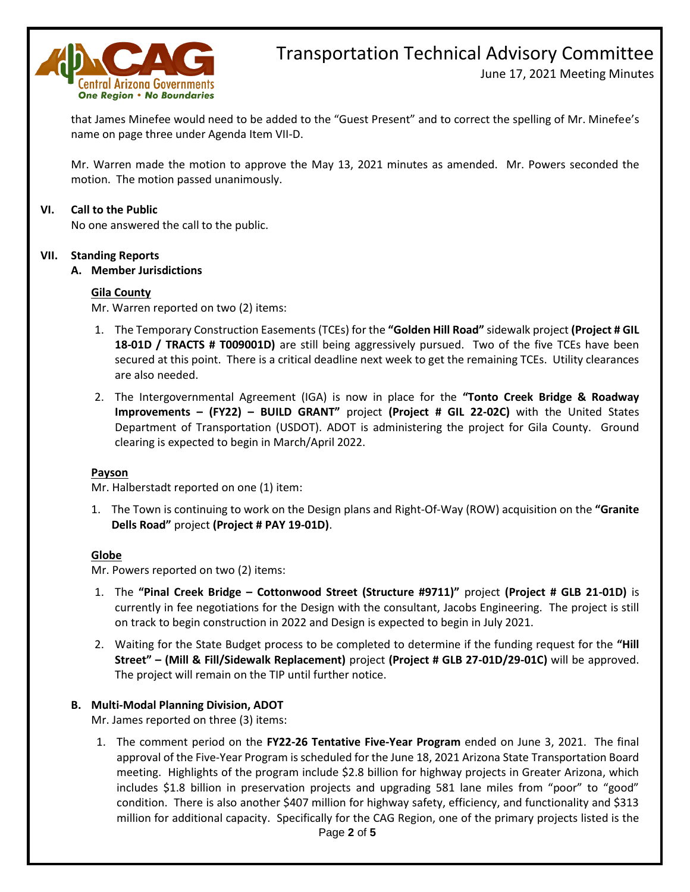that James Minefee would need to be added to the "Guest Present" and to correct the spelling of Mr. Minefee's name on page three under Agenda Item VII-D.

Mr. Warren made the motion to approve the May 13, 2021 minutes as amended. Mr. Powers seconded the motion. The motion passed unanimously.

**VI. Call to the Public**

No one answered the call to the public.

**VII. Standing Reports**

**A. Member Jurisdictions**

**Gila County**

Mr. Warren reported on two (2) items:

1. The Temporary Construction Easements (TCEs) for the **"Golden Hill Road"** sidewalk project **(Project # GIL 18-01D / TRACTS # T009001D)** are still being aggressively pursued. Two of the five TCEs have been secured at this point. There is a critical deadline next week to get the remaining TCEs. Utility clearances are also needed.
2. The Intergovernmental Agreement (IGA) is now in place for the **"Tonto Creek Bridge & Roadway Improvements – (FY22) – BUILD GRANT"** project **(Project # GIL 22-02C)** with the United States Department of Transportation (USDOT). ADOT is administering the project for Gila County. Ground clearing is expected to begin in March/April 2022.

**Payson**

Mr. Halberstadt reported on one (1) item:

1. The Town is continuing to work on the Design plans and Right-Of-Way (ROW) acquisition on the **"Granite Dells Road"** project **(Project # PAY 19-01D)**.

**Globe**

Mr. Powers reported on two (2) items:

1. The **"Pinal Creek Bridge – Cottonwood Street (Structure #9711)"** project **(Project # GLB 21-01D)** is currently in fee negotiations for the Design with the consultant, Jacobs Engineering. The project is still on track to begin construction in 2022 and Design is expected to begin in July 2021.
2. Waiting for the State Budget process to be completed to determine if the funding request for the **"Hill Street" – (Mill & Fill/Sidewalk Replacement)** project **(Project # GLB 27-01D/29-01C)** will be approved. The project will remain on the TIP until further notice.

**B. Multi-Modal Planning Division, ADOT**

Mr. James reported on three (3) items:

1. The comment period on the **FY22-26 Tentative Five-Year Program** ended on June 3, 2021. The final approval of the Five-Year Program is scheduled for the June 18, 2021 Arizona State Transportation Board meeting. Highlights of the program include $2.8 billion for highway projects in Greater Arizona, which includes $1.8 billion in preservation projects and upgrading 581 lane miles from "poor" to "good" condition. There is also another $407 million for highway safety, efficiency, and functionality and $313 million for additional capacity. Specifically for the CAG Region, one of the primary projects listed is the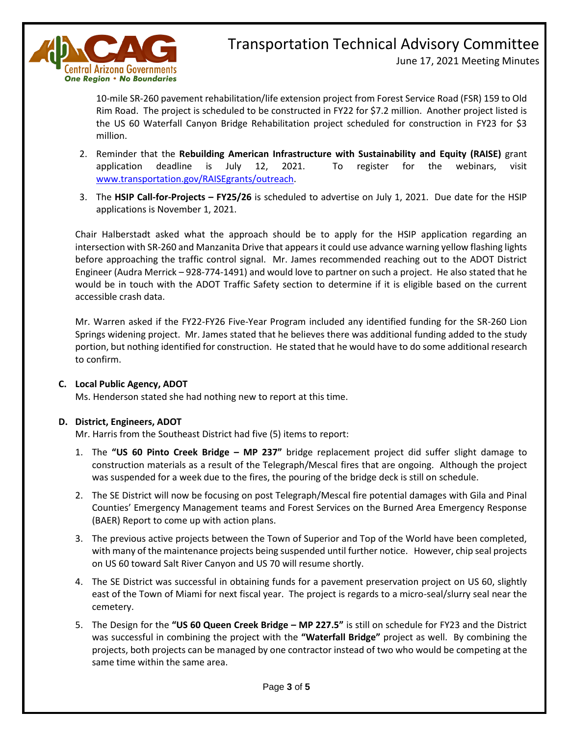10-mile SR-260 pavement rehabilitation/life extension project from Forest Service Road (FSR) 159 to Old Rim Road. The project is scheduled to be constructed in FY22 for $7.2 million. Another project listed is the US 60 Waterfall Canyon Bridge Rehabilitation project scheduled for construction in FY23 for $3 million.

2. Reminder that the **Rebuilding American Infrastructure with Sustainability and Equity (RAISE)** grant application deadline is July 12, 2021. To register for the webinars, visit [www.transportation.gov/RAISEgrants/outreach](www.transportation.gov/RAISEgrants/outreach).
3. The **HSIP Call-for-Projects – FY25/26** is scheduled to advertise on July 1, 2021. Due date for the HSIP applications is November 1, 2021.

Chair Halberstadt asked what the approach should be to apply for the HSIP application regarding an intersection with SR-260 and Manzanita Drive that appears it could use advance warning yellow flashing lights before approaching the traffic control signal. Mr. James recommended reaching out to the ADOT District Engineer (Audra Merrick – 928-774-1491) and would love to partner on such a project. He also stated that he would be in touch with the ADOT Traffic Safety section to determine if it is eligible based on the current accessible crash data.

Mr. Warren asked if the FY22-FY26 Five-Year Program included any identified funding for the SR-260 Lion Springs widening project. Mr. James stated that he believes there was additional funding added to the study portion, but nothing identified for construction. He stated that he would have to do some additional research to confirm.

**C. Local Public Agency, ADOT**

Ms. Henderson stated she had nothing new to report at this time.

**D. District, Engineers, ADOT**

Mr. Harris from the Southeast District had five (5) items to report:

1. The **"US 60 Pinto Creek Bridge – MP 237"** bridge replacement project did suffer slight damage to construction materials as a result of the Telegraph/Mescal fires that are ongoing. Although the project was suspended for a week due to the fires, the pouring of the bridge deck is still on schedule.
2. The SE District will now be focusing on post Telegraph/Mescal fire potential damages with Gila and Pinal Counties' Emergency Management teams and Forest Services on the Burned Area Emergency Response (BAER) Report to come up with action plans.
3. The previous active projects between the Town of Superior and Top of the World have been completed, with many of the maintenance projects being suspended until further notice. However, chip seal projects on US 60 toward Salt River Canyon and US 70 will resume shortly.
4. The SE District was successful in obtaining funds for a pavement preservation project on US 60, slightly east of the Town of Miami for next fiscal year. The project is regards to a micro-seal/slurry seal near the cemetery.
5. The Design for the **"US 60 Queen Creek Bridge – MP 227.5"** is still on schedule for FY23 and the District was successful in combining the project with the **"Waterfall Bridge"** project as well. By combining the projects, both projects can be managed by one contractor instead of two who would be competing at the same time within the same area.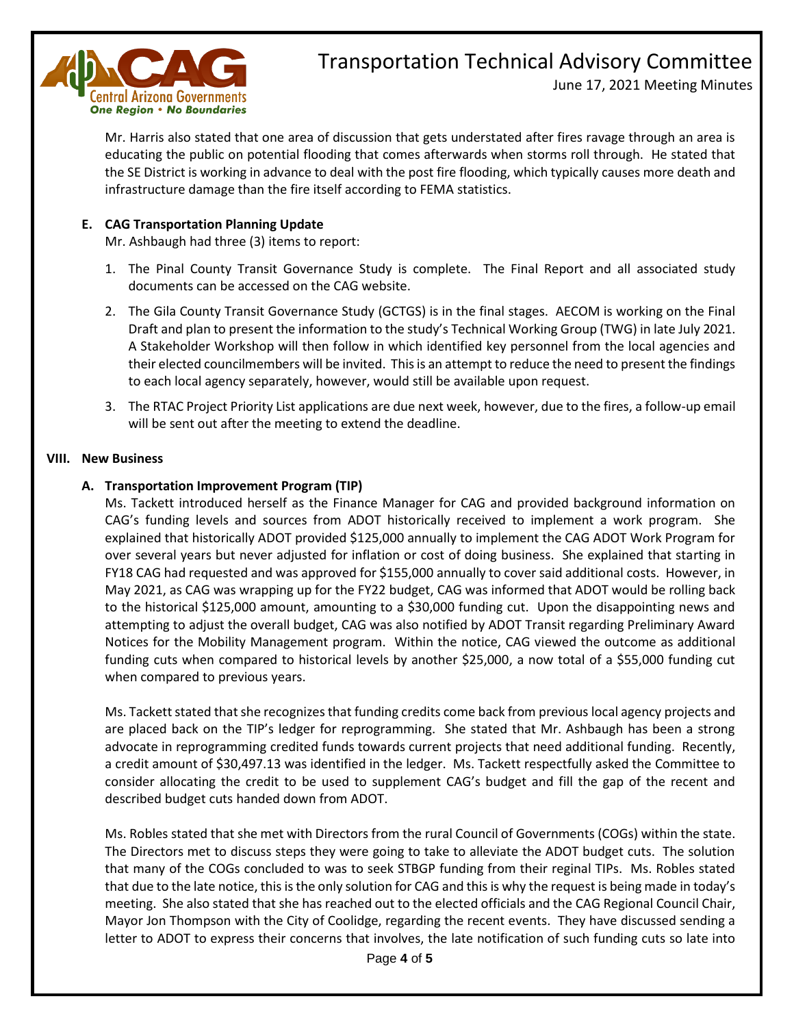Mr. Harris also stated that one area of discussion that gets understated after fires ravage through an area is educating the public on potential flooding that comes afterwards when storms roll through. He stated that the SE District is working in advance to deal with the post fire flooding, which typically causes more death and infrastructure damage than the fire itself according to FEMA statistics.

**E. CAG Transportation Planning Update**

Mr. Ashbaugh had three (3) items to report:

1. The Pinal County Transit Governance Study is complete. The Final Report and all associated study documents can be accessed on the CAG website.
2. The Gila County Transit Governance Study (GCTGS) is in the final stages. AECOM is working on the Final Draft and plan to present the information to the study's Technical Working Group (TWG) in late July 2021. A Stakeholder Workshop will then follow in which identified key personnel from the local agencies and their elected councilmembers will be invited. This is an attempt to reduce the need to present the findings to each local agency separately, however, would still be available upon request.
3. The RTAC Project Priority List applications are due next week, however, due to the fires, a follow-up email will be sent out after the meeting to extend the deadline.

## VIII. New Business

**A. Transportation Improvement Program (TIP)**

Ms. Tackett introduced herself as the Finance Manager for CAG and provided background information on CAG's funding levels and sources from ADOT historically received to implement a work program. She explained that historically ADOT provided $125,000 annually to implement the CAG ADOT Work Program for over several years but never adjusted for inflation or cost of doing business. She explained that starting in FY18 CAG had requested and was approved for $155,000 annually to cover said additional costs. However, in May 2021, as CAG was wrapping up for the FY22 budget, CAG was informed that ADOT would be rolling back to the historical $125,000 amount, amounting to a $30,000 funding cut. Upon the disappointing news and attempting to adjust the overall budget, CAG was also notified by ADOT Transit regarding Preliminary Award Notices for the Mobility Management program. Within the notice, CAG viewed the outcome as additional funding cuts when compared to historical levels by another $25,000, a now total of a $55,000 funding cut when compared to previous years.

Ms. Tackett stated that she recognizes that funding credits come back from previous local agency projects and are placed back on the TIP's ledger for reprogramming. She stated that Mr. Ashbaugh has been a strong advocate in reprogramming credited funds towards current projects that need additional funding. Recently, a credit amount of $30,497.13 was identified in the ledger. Ms. Tackett respectfully asked the Committee to consider allocating the credit to be used to supplement CAG's budget and fill the gap of the recent and described budget cuts handed down from ADOT.

Ms. Robles stated that she met with Directors from the rural Council of Governments (COGs) within the state. The Directors met to discuss steps they were going to take to alleviate the ADOT budget cuts. The solution that many of the COGs concluded to was to seek STBGP funding from their reginal TIPs. Ms. Robles stated that due to the late notice, this is the only solution for CAG and this is why the request is being made in today's meeting. She also stated that she has reached out to the elected officials and the CAG Regional Council Chair, Mayor Jon Thompson with the City of Coolidge, regarding the recent events. They have discussed sending a letter to ADOT to express their concerns that involves, the late notification of such funding cuts so late into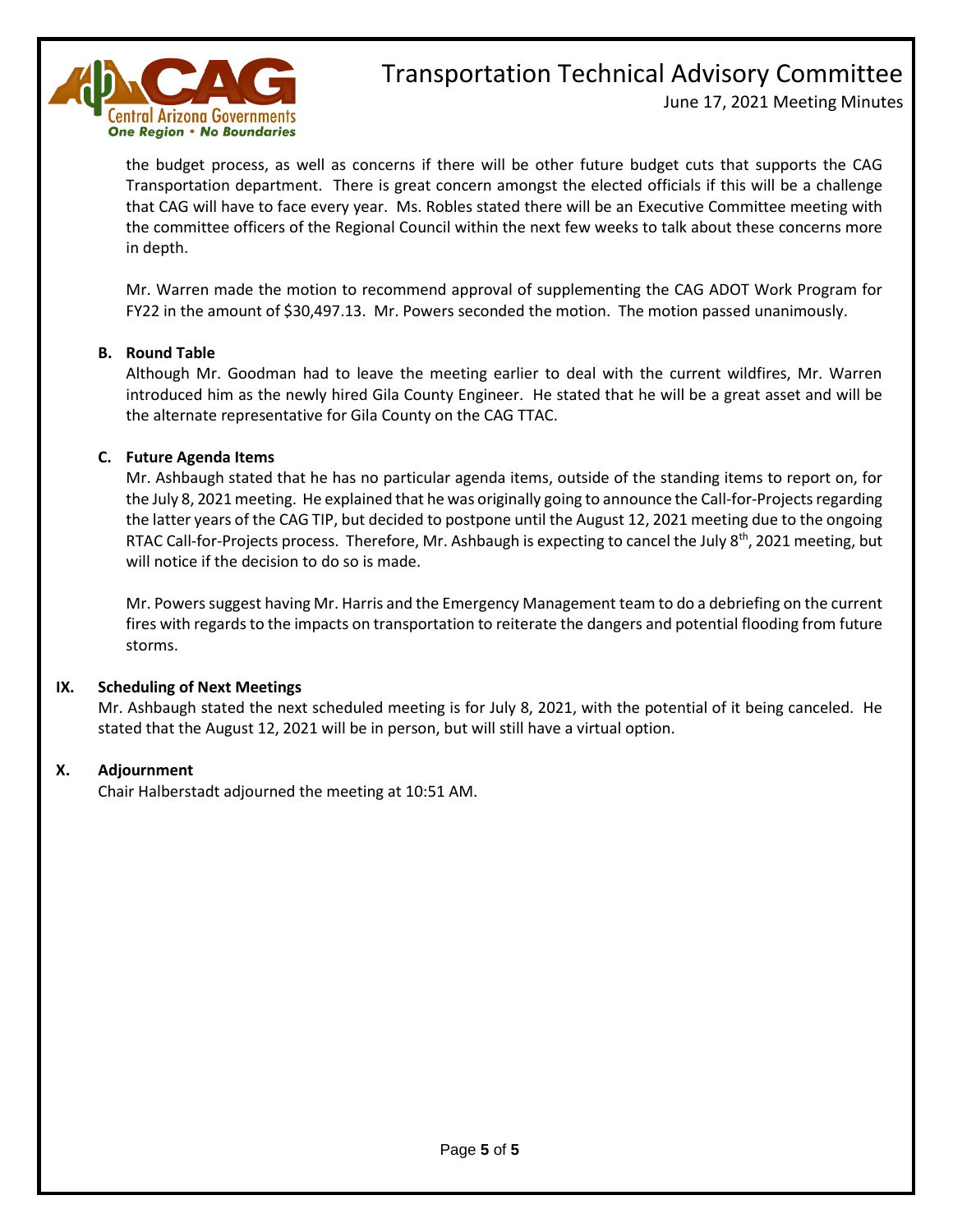the budget process, as well as concerns if there will be other future budget cuts that supports the CAG Transportation department. There is great concern amongst the elected officials if this will be a challenge that CAG will have to face every year. Ms. Robles stated there will be an Executive Committee meeting with the committee officers of the Regional Council within the next few weeks to talk about these concerns more in depth.

Mr. Warren made the motion to recommend approval of supplementing the CAG ADOT Work Program for FY22 in the amount of $30,497.13. Mr. Powers seconded the motion. The motion passed unanimously.

**B. Round Table**

Although Mr. Goodman had to leave the meeting earlier to deal with the current wildfires, Mr. Warren introduced him as the newly hired Gila County Engineer. He stated that he will be a great asset and will be the alternate representative for Gila County on the CAG TTAC.

**C. Future Agenda Items**

Mr. Ashbaugh stated that he has no particular agenda items, outside of the standing items to report on, for the July 8, 2021 meeting. He explained that he was originally going to announce the Call-for-Projects regarding the latter years of the CAG TIP, but decided to postpone until the August 12, 2021 meeting due to the ongoing RTAC Call-for-Projects process. Therefore, Mr. Ashbaugh is expecting to cancel the July 8th, 2021 meeting, but will notice if the decision to do so is made.

Mr. Powers suggest having Mr. Harris and the Emergency Management team to do a debriefing on the current fires with regards to the impacts on transportation to reiterate the dangers and potential flooding from future storms.

**IX. Scheduling of Next Meetings**

Mr. Ashbaugh stated the next scheduled meeting is for July 8, 2021, with the potential of it being canceled. He stated that the August 12, 2021 will be in person, but will still have a virtual option.

**X. Adjournment**

Chair Halberstadt adjourned the meeting at 10:51 AM.